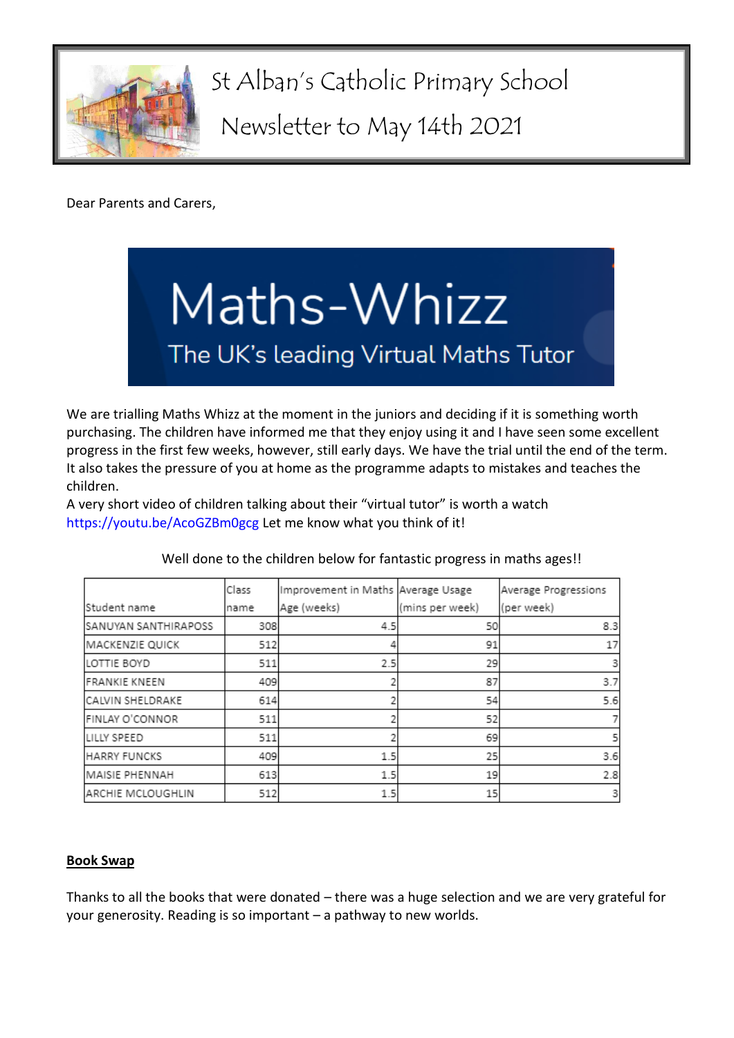# St Alban's Catholic Primary School

## Newsletter to May 14th 2021

Dear Parents and Carers,

Maths-Whizz

The UK's leading Virtual Maths Tutor

We are trialling Maths Whizz at the moment in the juniors and deciding if it is something worth purchasing. The children have informed me that they enjoy using it and I have seen some excellent progress in the first few weeks, however, still early days. We have the trial until the end of the term. It also takes the pressure of you at home as the programme adapts to mistakes and teaches the children.

A very short video of children talking about their "virtual tutor" is worth a watch https://youtu.be/AcoGZBm0gcg Let me know what you think of it!

Well done to the children below for fantastic progress in maths ages!!

| Student name | Class name | Improvement in Maths Age (weeks) | Average Usage (mins per week) | Average Progressions (per week) |
|---|---|---|---|---|
| SANUYAN SANTHIRAPOSS | 308 | 4.5 | 50 | 8.3 |
| MACKENZIE QUICK | 512 | 4 | 91 | 17 |
| LOTTIE BOYD | 511 | 2.5 | 29 | 3 |
| FRANKIE KNEEN | 409 | 2 | 87 | 3.7 |
| CALVIN SHELDRAKE | 614 | 2 | 54 | 5.6 |
| FINLAY O'CONNOR | 511 | 2 | 52 | 7 |
| LILLY SPEED | 511 | 2 | 69 | 5 |
| HARRY FUNCKS | 409 | 1.5 | 25 | 3.6 |
| MAISIE PHENNAH | 613 | 1.5 | 19 | 2.8 |
| ARCHIE MCLOUGHLIN | 512 | 1.5 | 15 | 3 |

**Book Swap**

Thanks to all the books that were donated – there was a huge selection and we are very grateful for your generosity. Reading is so important – a pathway to new worlds.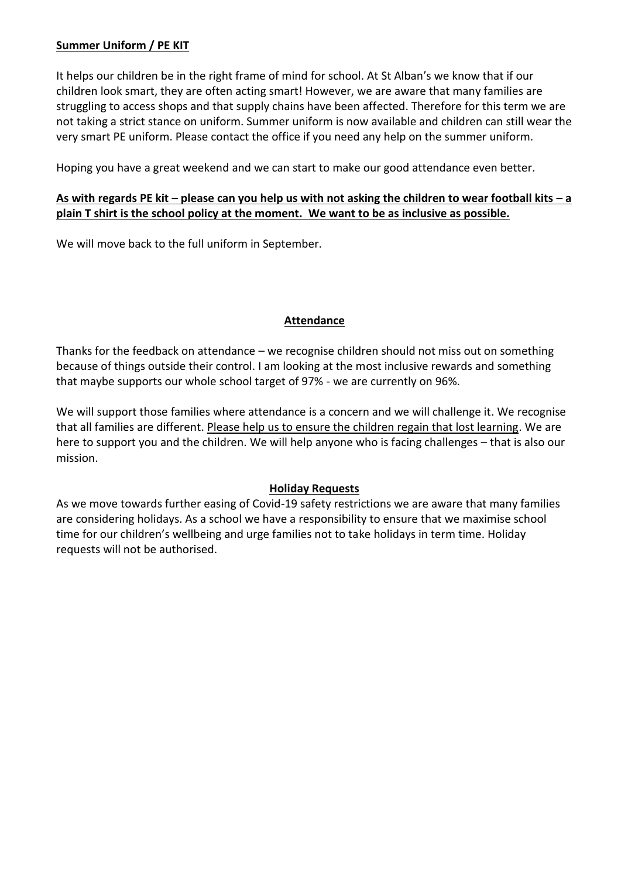**Summer Uniform / PE KIT**

It helps our children be in the right frame of mind for school. At St Alban's we know that if our children look smart, they are often acting smart! However, we are aware that many families are struggling to access shops and that supply chains have been affected. Therefore for this term we are not taking a strict stance on uniform. Summer uniform is now available and children can still wear the very smart PE uniform. Please contact the office if you need any help on the summer uniform.

Hoping you have a great weekend and we can start to make our good attendance even better.

**As with regards PE kit – please can you help us with not asking the children to wear football kits – a plain T shirt is the school policy at the moment. We want to be as inclusive as possible.**

We will move back to the full uniform in September.

**Attendance**

Thanks for the feedback on attendance – we recognise children should not miss out on something because of things outside their control. I am looking at the most inclusive rewards and something that maybe supports our whole school target of 97% - we are currently on 96%.

We will support those families where attendance is a concern and we will challenge it. We recognise that all families are different. Please help us to ensure the children regain that lost learning. We are here to support you and the children. We will help anyone who is facing challenges – that is also our mission.

**Holiday Requests**

As we move towards further easing of Covid-19 safety restrictions we are aware that many families are considering holidays. As a school we have a responsibility to ensure that we maximise school time for our children's wellbeing and urge families not to take holidays in term time. Holiday requests will not be authorised.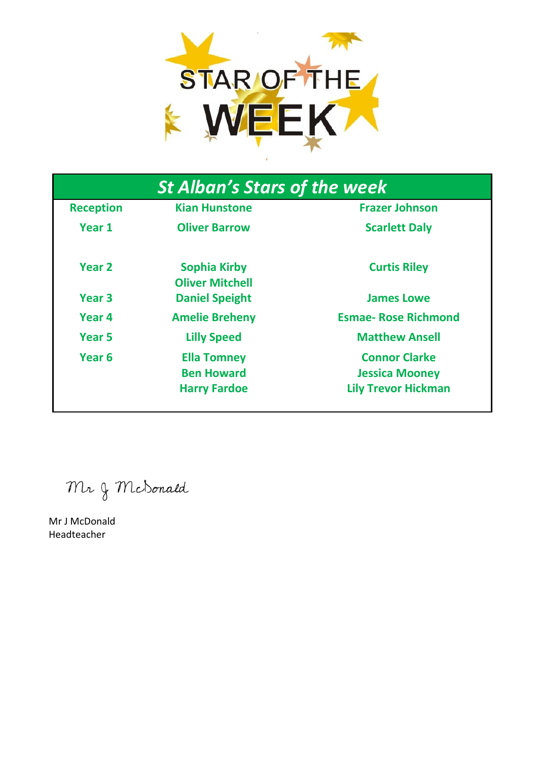# STAR OF THE WEEK

| St Alban's Stars of the week | | |
|---|---|---|
| Reception | Kian Hunstone | Frazer Johnson |
| Year 1 | Oliver Barrow | Scarlett Daly |
| Year 2 | Sophia Kirby<br>Oliver Mitchell | Curtis Riley |
| Year 3 | Daniel Speight | James Lowe |
| Year 4 | Amelie Breheny | Esmae- Rose Richmond |
| Year 5 | Lilly Speed | Matthew Ansell |
| Year 6 | Ella Tomney<br>Ben Howard<br>Harry Fardoe | Connor Clarke<br>Jessica Mooney<br>Lily Trevor Hickman |

*Mr J McDonald*

Mr J McDonald
Headteacher